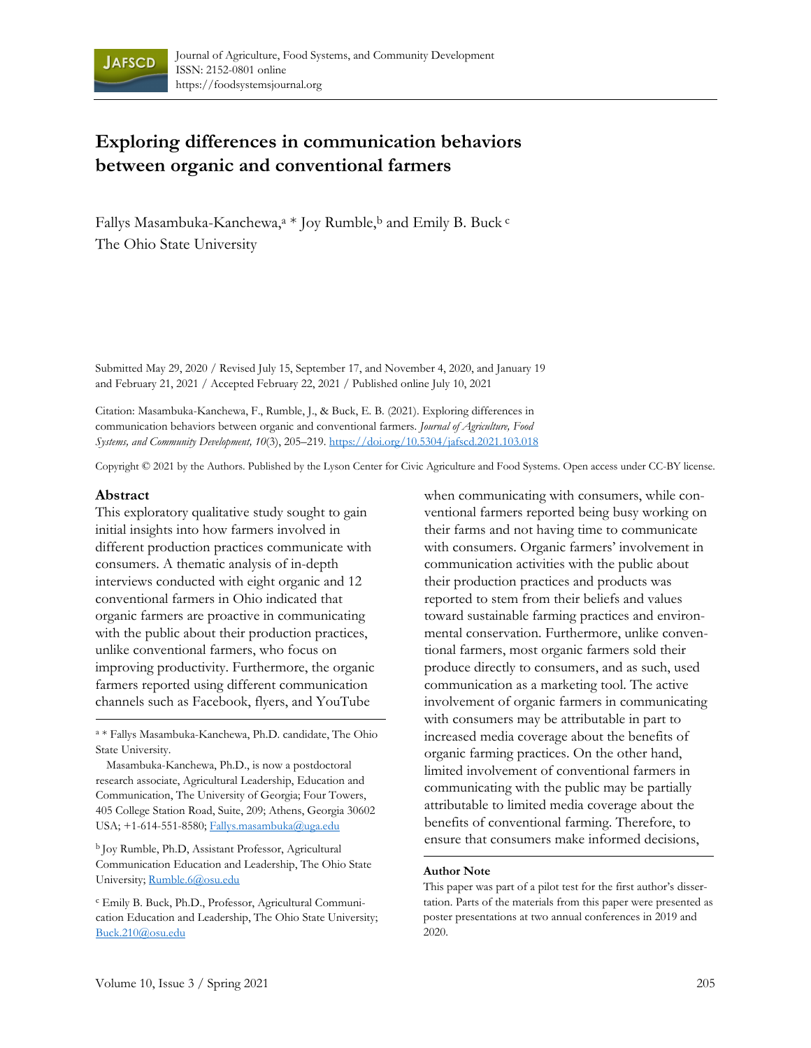# Exploring differences in communication behaviors between organic and conventional farmers

Fallys Masambuka-Kanchewa,[a] * Joy Rumble,[b] and Emily B. Buck [c]
The Ohio State University

Submitted May 29, 2020 / Revised July 15, September 17, and November 4, 2020, and January 19 and February 21, 2021 / Accepted February 22, 2021 / Published online July 10, 2021

Citation: Masambuka-Kanchewa, F., Rumble, J., & Buck, E. B. (2021). Exploring differences in communication behaviors between organic and conventional farmers. *Journal of Agriculture, Food Systems, and Community Development, 10*(3), 205–219. https://doi.org/10.5304/jafscd.2021.103.018

Copyright © 2021 by the Authors. Published by the Lyson Center for Civic Agriculture and Food Systems. Open access under CC-BY license.

## Abstract

This exploratory qualitative study sought to gain initial insights into how farmers involved in different production practices communicate with consumers. A thematic analysis of in-depth interviews conducted with eight organic and 12 conventional farmers in Ohio indicated that organic farmers are proactive in communicating with the public about their production practices, unlike conventional farmers, who focus on improving productivity. Furthermore, the organic farmers reported using different communication channels such as Facebook, flyers, and YouTube when communicating with consumers, while conventional farmers reported being busy working on their farms and not having time to communicate with consumers. Organic farmers' involvement in communication activities with the public about their production practices and products was reported to stem from their beliefs and values toward sustainable farming practices and environmental conservation. Furthermore, unlike conventional farmers, most organic farmers sold their produce directly to consumers, and as such, used communication as a marketing tool. The active involvement of organic farmers in communicating with consumers may be attributable in part to increased media coverage about the benefits of organic farming practices. On the other hand, limited involvement of conventional farmers in communicating with the public may be partially attributable to limited media coverage about the benefits of conventional farming. Therefore, to ensure that consumers make informed decisions,

---

[a] * Fallys Masambuka-Kanchewa, Ph.D. candidate, The Ohio State University.

Masambuka-Kanchewa, Ph.D., is now a postdoctoral research associate, Agricultural Leadership, Education and Communication, The University of Georgia; Four Towers, 405 College Station Road, Suite, 209; Athens, Georgia 30602 USA; +1-614-551-8580; Fallys.masambuka@uga.edu

[b] Joy Rumble, Ph.D, Assistant Professor, Agricultural Communication Education and Leadership, The Ohio State University; Rumble.6@osu.edu

[c] Emily B. Buck, Ph.D., Professor, Agricultural Communication Education and Leadership, The Ohio State University; Buck.210@osu.edu

**Author Note**

This paper was part of a pilot test for the first author's dissertation. Parts of the materials from this paper were presented as poster presentations at two annual conferences in 2019 and 2020.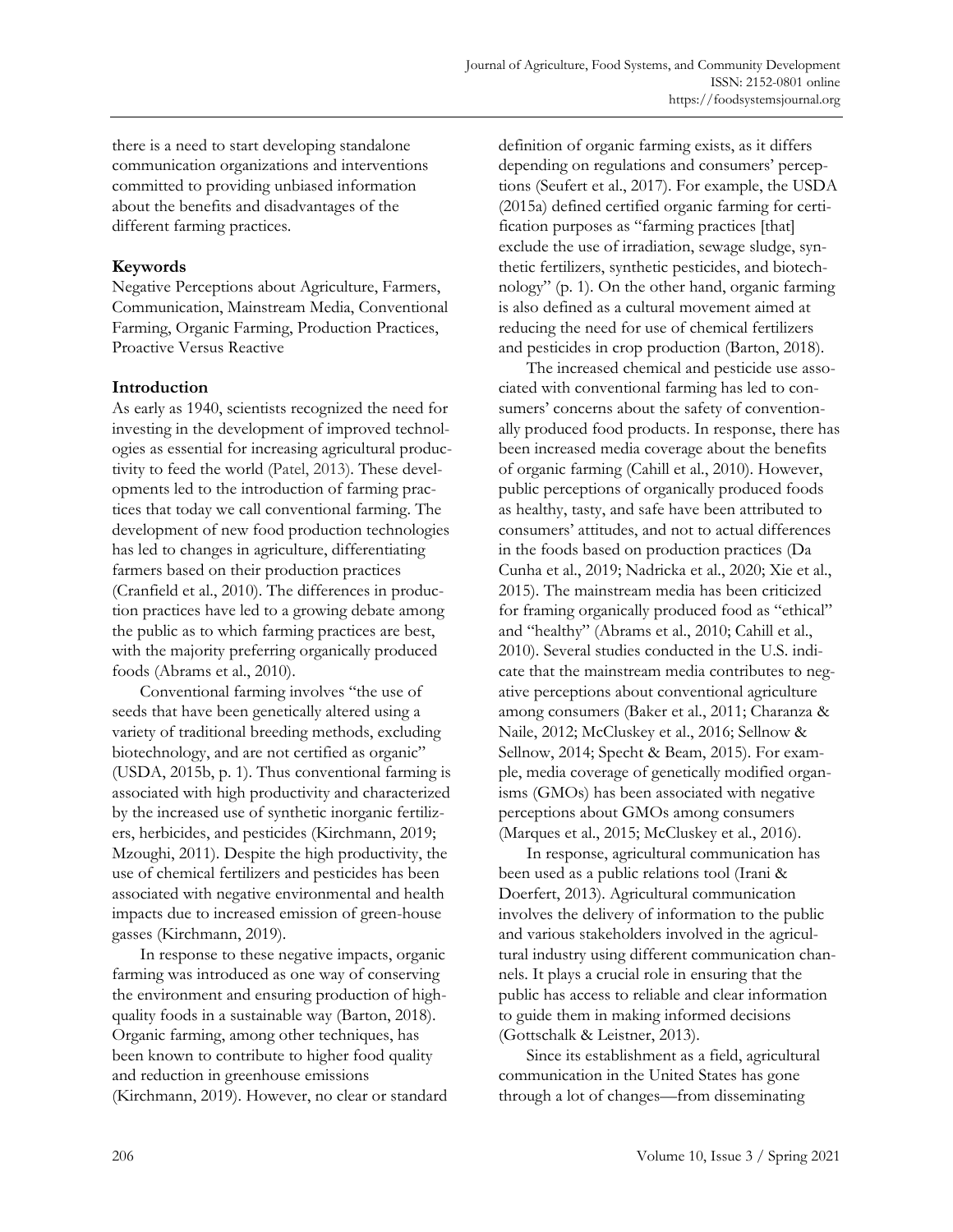there is a need to start developing standalone communication organizations and interventions committed to providing unbiased information about the benefits and disadvantages of the different farming practices.

### Keywords

Negative Perceptions about Agriculture, Farmers, Communication, Mainstream Media, Conventional Farming, Organic Farming, Production Practices, Proactive Versus Reactive

## Introduction

As early as 1940, scientists recognized the need for investing in the development of improved technologies as essential for increasing agricultural productivity to feed the world (Patel, 2013). These developments led to the introduction of farming practices that today we call conventional farming. The development of new food production technologies has led to changes in agriculture, differentiating farmers based on their production practices (Cranfield et al., 2010). The differences in production practices have led to a growing debate among the public as to which farming practices are best, with the majority preferring organically produced foods (Abrams et al., 2010).

Conventional farming involves "the use of seeds that have been genetically altered using a variety of traditional breeding methods, excluding biotechnology, and are not certified as organic" (USDA, 2015b, p. 1). Thus conventional farming is associated with high productivity and characterized by the increased use of synthetic inorganic fertilizers, herbicides, and pesticides (Kirchmann, 2019; Mzoughi, 2011). Despite the high productivity, the use of chemical fertilizers and pesticides has been associated with negative environmental and health impacts due to increased emission of green-house gasses (Kirchmann, 2019).

In response to these negative impacts, organic farming was introduced as one way of conserving the environment and ensuring production of high-quality foods in a sustainable way (Barton, 2018). Organic farming, among other techniques, has been known to contribute to higher food quality and reduction in greenhouse emissions (Kirchmann, 2019). However, no clear or standard definition of organic farming exists, as it differs depending on regulations and consumers' perceptions (Seufert et al., 2017). For example, the USDA (2015a) defined certified organic farming for certification purposes as "farming practices [that] exclude the use of irradiation, sewage sludge, synthetic fertilizers, synthetic pesticides, and biotechnology" (p. 1). On the other hand, organic farming is also defined as a cultural movement aimed at reducing the need for use of chemical fertilizers and pesticides in crop production (Barton, 2018).

The increased chemical and pesticide use associated with conventional farming has led to consumers' concerns about the safety of conventionally produced food products. In response, there has been increased media coverage about the benefits of organic farming (Cahill et al., 2010). However, public perceptions of organically produced foods as healthy, tasty, and safe have been attributed to consumers' attitudes, and not to actual differences in the foods based on production practices (Da Cunha et al., 2019; Nadricka et al., 2020; Xie et al., 2015). The mainstream media has been criticized for framing organically produced food as "ethical" and "healthy" (Abrams et al., 2010; Cahill et al., 2010). Several studies conducted in the U.S. indicate that the mainstream media contributes to negative perceptions about conventional agriculture among consumers (Baker et al., 2011; Charanza & Naile, 2012; McCluskey et al., 2016; Sellnow & Sellnow, 2014; Specht & Beam, 2015). For example, media coverage of genetically modified organisms (GMOs) has been associated with negative perceptions about GMOs among consumers (Marques et al., 2015; McCluskey et al., 2016).

In response, agricultural communication has been used as a public relations tool (Irani & Doerfert, 2013). Agricultural communication involves the delivery of information to the public and various stakeholders involved in the agricultural industry using different communication channels. It plays a crucial role in ensuring that the public has access to reliable and clear information to guide them in making informed decisions (Gottschalk & Leistner, 2013).

Since its establishment as a field, agricultural communication in the United States has gone through a lot of changes—from disseminating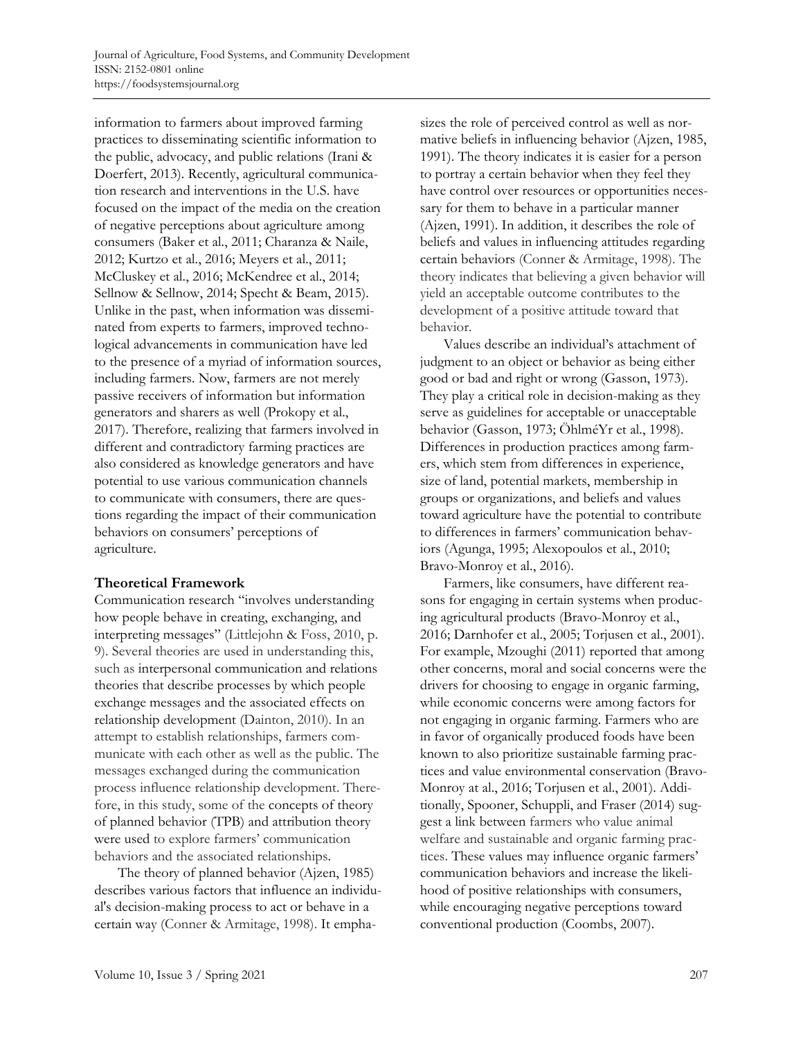information to farmers about improved farming practices to disseminating scientific information to the public, advocacy, and public relations (Irani & Doerfert, 2013). Recently, agricultural communication research and interventions in the U.S. have focused on the impact of the media on the creation of negative perceptions about agriculture among consumers (Baker et al., 2011; Charanza & Naile, 2012; Kurtzo et al., 2016; Meyers et al., 2011; McCluskey et al., 2016; McKendree et al., 2014; Sellnow & Sellnow, 2014; Specht & Beam, 2015). Unlike in the past, when information was disseminated from experts to farmers, improved technological advancements in communication have led to the presence of a myriad of information sources, including farmers. Now, farmers are not merely passive receivers of information but information generators and sharers as well (Prokopy et al., 2017). Therefore, realizing that farmers involved in different and contradictory farming practices are also considered as knowledge generators and have potential to use various communication channels to communicate with consumers, there are questions regarding the impact of their communication behaviors on consumers' perceptions of agriculture.

## Theoretical Framework

Communication research "involves understanding how people behave in creating, exchanging, and interpreting messages" (Littlejohn & Foss, 2010, p. 9). Several theories are used in understanding this, such as interpersonal communication and relations theories that describe processes by which people exchange messages and the associated effects on relationship development (Dainton, 2010). In an attempt to establish relationships, farmers communicate with each other as well as the public. The messages exchanged during the communication process influence relationship development. Therefore, in this study, some of the concepts of theory of planned behavior (TPB) and attribution theory were used to explore farmers' communication behaviors and the associated relationships.

The theory of planned behavior (Ajzen, 1985) describes various factors that influence an individual's decision-making process to act or behave in a certain way (Conner & Armitage, 1998). It emphasizes the role of perceived control as well as normative beliefs in influencing behavior (Ajzen, 1985, 1991). The theory indicates it is easier for a person to portray a certain behavior when they feel they have control over resources or opportunities necessary for them to behave in a particular manner (Ajzen, 1991). In addition, it describes the role of beliefs and values in influencing attitudes regarding certain behaviors (Conner & Armitage, 1998). The theory indicates that believing a given behavior will yield an acceptable outcome contributes to the development of a positive attitude toward that behavior.

Values describe an individual's attachment of judgment to an object or behavior as being either good or bad and right or wrong (Gasson, 1973). They play a critical role in decision-making as they serve as guidelines for acceptable or unacceptable behavior (Gasson, 1973; ÖhlméYr et al., 1998). Differences in production practices among farmers, which stem from differences in experience, size of land, potential markets, membership in groups or organizations, and beliefs and values toward agriculture have the potential to contribute to differences in farmers' communication behaviors (Agunga, 1995; Alexopoulos et al., 2010; Bravo-Monroy et al., 2016).

Farmers, like consumers, have different reasons for engaging in certain systems when producing agricultural products (Bravo-Monroy et al., 2016; Darnhofer et al., 2005; Torjusen et al., 2001). For example, Mzoughi (2011) reported that among other concerns, moral and social concerns were the drivers for choosing to engage in organic farming, while economic concerns were among factors for not engaging in organic farming. Farmers who are in favor of organically produced foods have been known to also prioritize sustainable farming practices and value environmental conservation (Bravo-Monroy at al., 2016; Torjusen et al., 2001). Additionally, Spooner, Schuppli, and Fraser (2014) suggest a link between farmers who value animal welfare and sustainable and organic farming practices. These values may influence organic farmers' communication behaviors and increase the likelihood of positive relationships with consumers, while encouraging negative perceptions toward conventional production (Coombs, 2007).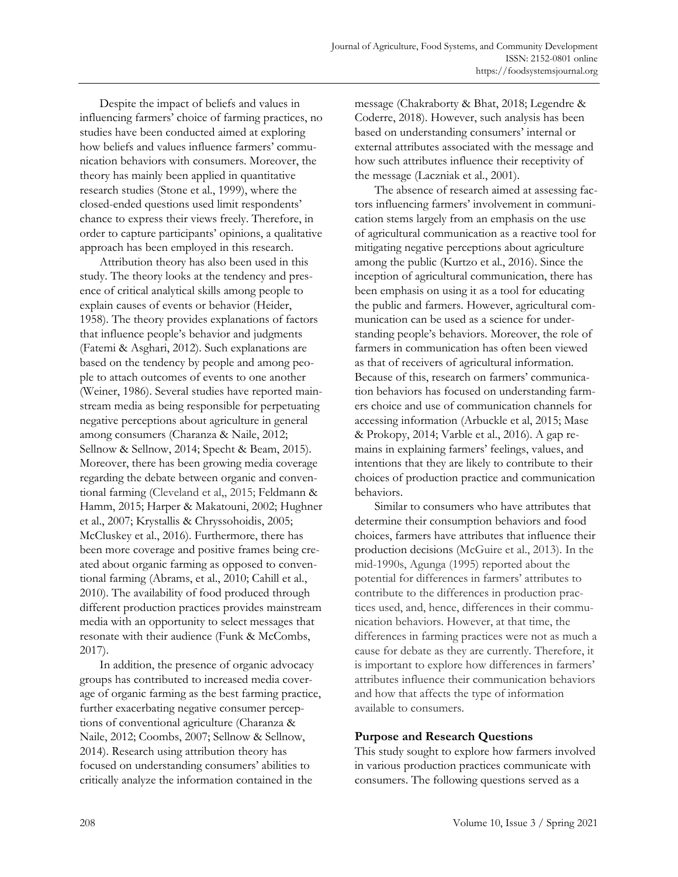Despite the impact of beliefs and values in influencing farmers' choice of farming practices, no studies have been conducted aimed at exploring how beliefs and values influence farmers' communication behaviors with consumers. Moreover, the theory has mainly been applied in quantitative research studies (Stone et al., 1999), where the closed-ended questions used limit respondents' chance to express their views freely. Therefore, in order to capture participants' opinions, a qualitative approach has been employed in this research.

Attribution theory has also been used in this study. The theory looks at the tendency and presence of critical analytical skills among people to explain causes of events or behavior (Heider, 1958). The theory provides explanations of factors that influence people's behavior and judgments (Fatemi & Asghari, 2012). Such explanations are based on the tendency by people and among people to attach outcomes of events to one another (Weiner, 1986). Several studies have reported mainstream media as being responsible for perpetuating negative perceptions about agriculture in general among consumers (Charanza & Naile, 2012; Sellnow & Sellnow, 2014; Specht & Beam, 2015). Moreover, there has been growing media coverage regarding the debate between organic and conventional farming (Cleveland et al,, 2015; Feldmann & Hamm, 2015; Harper & Makatouni, 2002; Hughner et al., 2007; Krystallis & Chryssohoidis, 2005; McCluskey et al., 2016). Furthermore, there has been more coverage and positive frames being created about organic farming as opposed to conventional farming (Abrams, et al., 2010; Cahill et al., 2010). The availability of food produced through different production practices provides mainstream media with an opportunity to select messages that resonate with their audience (Funk & McCombs, 2017).

In addition, the presence of organic advocacy groups has contributed to increased media coverage of organic farming as the best farming practice, further exacerbating negative consumer perceptions of conventional agriculture (Charanza & Naile, 2012; Coombs, 2007; Sellnow & Sellnow, 2014). Research using attribution theory has focused on understanding consumers' abilities to critically analyze the information contained in the message (Chakraborty & Bhat, 2018; Legendre & Coderre, 2018). However, such analysis has been based on understanding consumers' internal or external attributes associated with the message and how such attributes influence their receptivity of the message (Laczniak et al., 2001).

The absence of research aimed at assessing factors influencing farmers' involvement in communication stems largely from an emphasis on the use of agricultural communication as a reactive tool for mitigating negative perceptions about agriculture among the public (Kurtzo et al., 2016). Since the inception of agricultural communication, there has been emphasis on using it as a tool for educating the public and farmers. However, agricultural communication can be used as a science for understanding people's behaviors. Moreover, the role of farmers in communication has often been viewed as that of receivers of agricultural information. Because of this, research on farmers' communication behaviors has focused on understanding farmers choice and use of communication channels for accessing information (Arbuckle et al, 2015; Mase & Prokopy, 2014; Varble et al., 2016). A gap remains in explaining farmers' feelings, values, and intentions that they are likely to contribute to their choices of production practice and communication behaviors.

Similar to consumers who have attributes that determine their consumption behaviors and food choices, farmers have attributes that influence their production decisions (McGuire et al., 2013). In the mid-1990s, Agunga (1995) reported about the potential for differences in farmers' attributes to contribute to the differences in production practices used, and, hence, differences in their communication behaviors. However, at that time, the differences in farming practices were not as much a cause for debate as they are currently. Therefore, it is important to explore how differences in farmers' attributes influence their communication behaviors and how that affects the type of information available to consumers.

## Purpose and Research Questions

This study sought to explore how farmers involved in various production practices communicate with consumers. The following questions served as a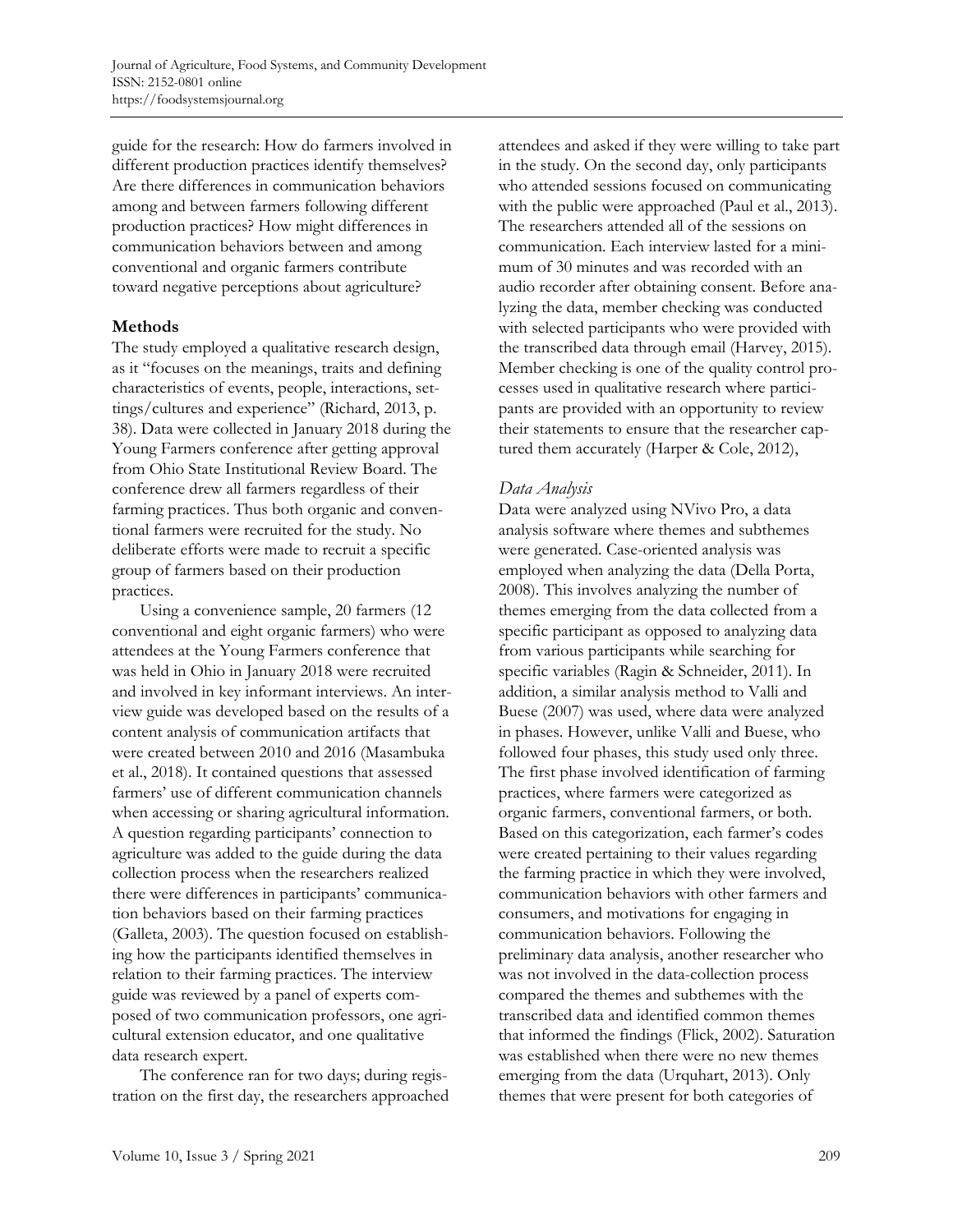guide for the research: How do farmers involved in different production practices identify themselves? Are there differences in communication behaviors among and between farmers following different production practices? How might differences in communication behaviors between and among conventional and organic farmers contribute toward negative perceptions about agriculture?

## Methods

The study employed a qualitative research design, as it "focuses on the meanings, traits and defining characteristics of events, people, interactions, settings/cultures and experience" (Richard, 2013, p. 38). Data were collected in January 2018 during the Young Farmers conference after getting approval from Ohio State Institutional Review Board. The conference drew all farmers regardless of their farming practices. Thus both organic and conventional farmers were recruited for the study. No deliberate efforts were made to recruit a specific group of farmers based on their production practices.

Using a convenience sample, 20 farmers (12 conventional and eight organic farmers) who were attendees at the Young Farmers conference that was held in Ohio in January 2018 were recruited and involved in key informant interviews. An interview guide was developed based on the results of a content analysis of communication artifacts that were created between 2010 and 2016 (Masambuka et al., 2018). It contained questions that assessed farmers' use of different communication channels when accessing or sharing agricultural information. A question regarding participants' connection to agriculture was added to the guide during the data collection process when the researchers realized there were differences in participants' communication behaviors based on their farming practices (Galleta, 2003). The question focused on establishing how the participants identified themselves in relation to their farming practices. The interview guide was reviewed by a panel of experts composed of two communication professors, one agricultural extension educator, and one qualitative data research expert.

The conference ran for two days; during registration on the first day, the researchers approached attendees and asked if they were willing to take part in the study. On the second day, only participants who attended sessions focused on communicating with the public were approached (Paul et al., 2013). The researchers attended all of the sessions on communication. Each interview lasted for a minimum of 30 minutes and was recorded with an audio recorder after obtaining consent. Before analyzing the data, member checking was conducted with selected participants who were provided with the transcribed data through email (Harvey, 2015). Member checking is one of the quality control processes used in qualitative research where participants are provided with an opportunity to review their statements to ensure that the researcher captured them accurately (Harper & Cole, 2012),

### *Data Analysis*

Data were analyzed using NVivo Pro, a data analysis software where themes and subthemes were generated. Case-oriented analysis was employed when analyzing the data (Della Porta, 2008). This involves analyzing the number of themes emerging from the data collected from a specific participant as opposed to analyzing data from various participants while searching for specific variables (Ragin & Schneider, 2011). In addition, a similar analysis method to Valli and Buese (2007) was used, where data were analyzed in phases. However, unlike Valli and Buese, who followed four phases, this study used only three. The first phase involved identification of farming practices, where farmers were categorized as organic farmers, conventional farmers, or both. Based on this categorization, each farmer's codes were created pertaining to their values regarding the farming practice in which they were involved, communication behaviors with other farmers and consumers, and motivations for engaging in communication behaviors. Following the preliminary data analysis, another researcher who was not involved in the data-collection process compared the themes and subthemes with the transcribed data and identified common themes that informed the findings (Flick, 2002). Saturation was established when there were no new themes emerging from the data (Urquhart, 2013). Only themes that were present for both categories of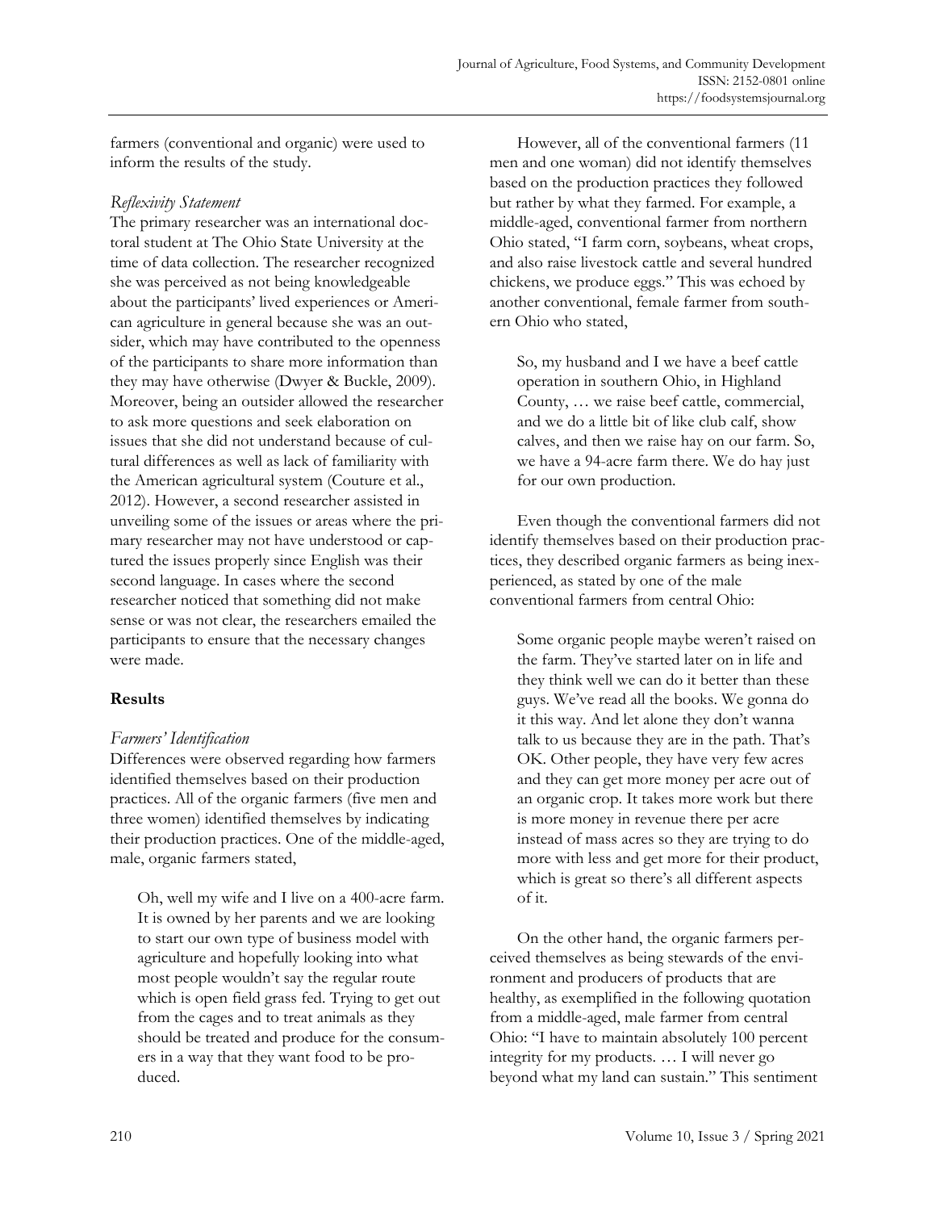farmers (conventional and organic) were used to inform the results of the study.

### *Reflexivity Statement*

The primary researcher was an international doctoral student at The Ohio State University at the time of data collection. The researcher recognized she was perceived as not being knowledgeable about the participants' lived experiences or American agriculture in general because she was an outsider, which may have contributed to the openness of the participants to share more information than they may have otherwise (Dwyer & Buckle, 2009). Moreover, being an outsider allowed the researcher to ask more questions and seek elaboration on issues that she did not understand because of cultural differences as well as lack of familiarity with the American agricultural system (Couture et al., 2012). However, a second researcher assisted in unveiling some of the issues or areas where the primary researcher may not have understood or captured the issues properly since English was their second language. In cases where the second researcher noticed that something did not make sense or was not clear, the researchers emailed the participants to ensure that the necessary changes were made.

## **Results**

### *Farmers' Identification*

Differences were observed regarding how farmers identified themselves based on their production practices. All of the organic farmers (five men and three women) identified themselves by indicating their production practices. One of the middle-aged, male, organic farmers stated,

> Oh, well my wife and I live on a 400-acre farm. It is owned by her parents and we are looking to start our own type of business model with agriculture and hopefully looking into what most people wouldn't say the regular route which is open field grass fed. Trying to get out from the cages and to treat animals as they should be treated and produce for the consumers in a way that they want food to be produced.

However, all of the conventional farmers (11 men and one woman) did not identify themselves based on the production practices they followed but rather by what they farmed. For example, a middle-aged, conventional farmer from northern Ohio stated, "I farm corn, soybeans, wheat crops, and also raise livestock cattle and several hundred chickens, we produce eggs." This was echoed by another conventional, female farmer from southern Ohio who stated,

> So, my husband and I we have a beef cattle operation in southern Ohio, in Highland County, … we raise beef cattle, commercial, and we do a little bit of like club calf, show calves, and then we raise hay on our farm. So, we have a 94-acre farm there. We do hay just for our own production.

Even though the conventional farmers did not identify themselves based on their production practices, they described organic farmers as being inexperienced, as stated by one of the male conventional farmers from central Ohio:

> Some organic people maybe weren't raised on the farm. They've started later on in life and they think well we can do it better than these guys. We've read all the books. We gonna do it this way. And let alone they don't wanna talk to us because they are in the path. That's OK. Other people, they have very few acres and they can get more money per acre out of an organic crop. It takes more work but there is more money in revenue there per acre instead of mass acres so they are trying to do more with less and get more for their product, which is great so there's all different aspects of it.

On the other hand, the organic farmers perceived themselves as being stewards of the environment and producers of products that are healthy, as exemplified in the following quotation from a middle-aged, male farmer from central Ohio: "I have to maintain absolutely 100 percent integrity for my products. … I will never go beyond what my land can sustain." This sentiment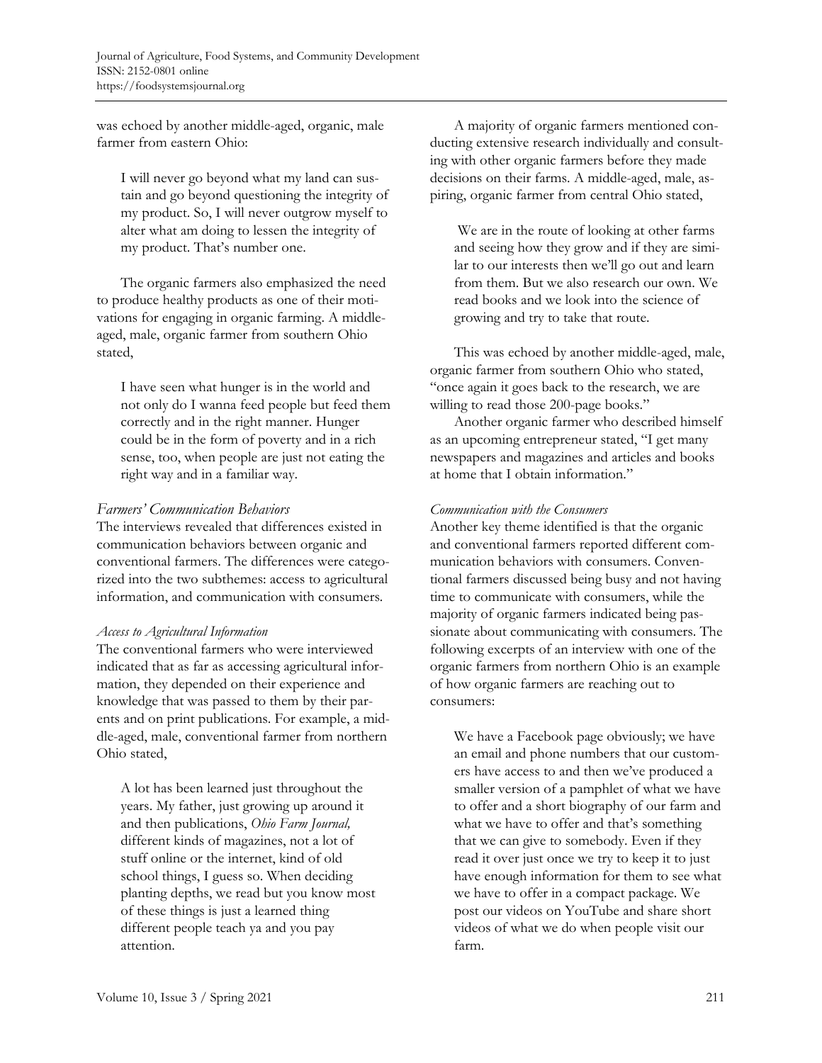was echoed by another middle-aged, organic, male farmer from eastern Ohio:

> I will never go beyond what my land can sustain and go beyond questioning the integrity of my product. So, I will never outgrow myself to alter what am doing to lessen the integrity of my product. That's number one.

The organic farmers also emphasized the need to produce healthy products as one of their motivations for engaging in organic farming. A middle-aged, male, organic farmer from southern Ohio stated,

> I have seen what hunger is in the world and not only do I wanna feed people but feed them correctly and in the right manner. Hunger could be in the form of poverty and in a rich sense, too, when people are just not eating the right way and in a familiar way.

### *Farmers' Communication Behaviors*

The interviews revealed that differences existed in communication behaviors between organic and conventional farmers. The differences were categorized into the two subthemes: access to agricultural information, and communication with consumers.

#### *Access to Agricultural Information*

The conventional farmers who were interviewed indicated that as far as accessing agricultural information, they depended on their experience and knowledge that was passed to them by their parents and on print publications. For example, a middle-aged, male, conventional farmer from northern Ohio stated,

> A lot has been learned just throughout the years. My father, just growing up around it and then publications, *Ohio Farm Journal,* different kinds of magazines, not a lot of stuff online or the internet, kind of old school things, I guess so. When deciding planting depths, we read but you know most of these things is just a learned thing different people teach ya and you pay attention.

A majority of organic farmers mentioned conducting extensive research individually and consulting with other organic farmers before they made decisions on their farms. A middle-aged, male, aspiring, organic farmer from central Ohio stated,

> We are in the route of looking at other farms and seeing how they grow and if they are similar to our interests then we'll go out and learn from them. But we also research our own. We read books and we look into the science of growing and try to take that route.

This was echoed by another middle-aged, male, organic farmer from southern Ohio who stated, "once again it goes back to the research, we are willing to read those 200-page books."

Another organic farmer who described himself as an upcoming entrepreneur stated, "I get many newspapers and magazines and articles and books at home that I obtain information."

#### *Communication with the Consumers*

Another key theme identified is that the organic and conventional farmers reported different communication behaviors with consumers. Conventional farmers discussed being busy and not having time to communicate with consumers, while the majority of organic farmers indicated being passionate about communicating with consumers. The following excerpts of an interview with one of the organic farmers from northern Ohio is an example of how organic farmers are reaching out to consumers:

> We have a Facebook page obviously; we have an email and phone numbers that our customers have access to and then we've produced a smaller version of a pamphlet of what we have to offer and a short biography of our farm and what we have to offer and that's something that we can give to somebody. Even if they read it over just once we try to keep it to just have enough information for them to see what we have to offer in a compact package. We post our videos on YouTube and share short videos of what we do when people visit our farm.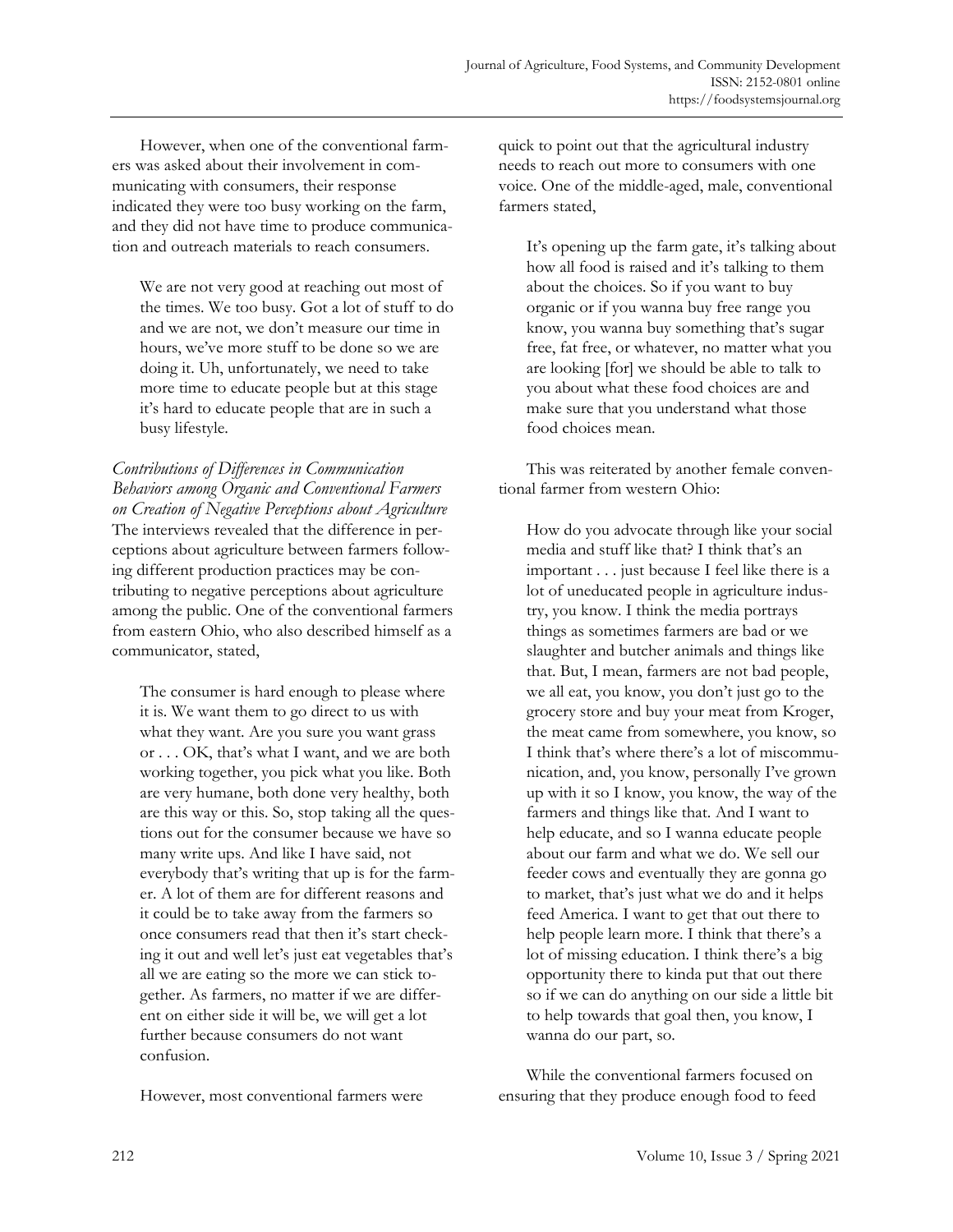However, when one of the conventional farmers was asked about their involvement in communicating with consumers, their response indicated they were too busy working on the farm, and they did not have time to produce communication and outreach materials to reach consumers.

> We are not very good at reaching out most of the times. We too busy. Got a lot of stuff to do and we are not, we don't measure our time in hours, we've more stuff to be done so we are doing it. Uh, unfortunately, we need to take more time to educate people but at this stage it's hard to educate people that are in such a busy lifestyle.

### *Contributions of Differences in Communication Behaviors among Organic and Conventional Farmers on Creation of Negative Perceptions about Agriculture*

The interviews revealed that the difference in perceptions about agriculture between farmers following different production practices may be contributing to negative perceptions about agriculture among the public. One of the conventional farmers from eastern Ohio, who also described himself as a communicator, stated,

> The consumer is hard enough to please where it is. We want them to go direct to us with what they want. Are you sure you want grass or . . . OK, that's what I want, and we are both working together, you pick what you like. Both are very humane, both done very healthy, both are this way or this. So, stop taking all the questions out for the consumer because we have so many write ups. And like I have said, not everybody that's writing that up is for the farmer. A lot of them are for different reasons and it could be to take away from the farmers so once consumers read that then it's start checking it out and well let's just eat vegetables that's all we are eating so the more we can stick together. As farmers, no matter if we are different on either side it will be, we will get a lot further because consumers do not want confusion.

However, most conventional farmers were quick to point out that the agricultural industry needs to reach out more to consumers with one voice. One of the middle-aged, male, conventional farmers stated,

> It's opening up the farm gate, it's talking about how all food is raised and it's talking to them about the choices. So if you want to buy organic or if you wanna buy free range you know, you wanna buy something that's sugar free, fat free, or whatever, no matter what you are looking [for] we should be able to talk to you about what these food choices are and make sure that you understand what those food choices mean.

This was reiterated by another female conventional farmer from western Ohio:

> How do you advocate through like your social media and stuff like that? I think that's an important . . . just because I feel like there is a lot of uneducated people in agriculture industry, you know. I think the media portrays things as sometimes farmers are bad or we slaughter and butcher animals and things like that. But, I mean, farmers are not bad people, we all eat, you know, you don't just go to the grocery store and buy your meat from Kroger, the meat came from somewhere, you know, so I think that's where there's a lot of miscommunication, and, you know, personally I've grown up with it so I know, you know, the way of the farmers and things like that. And I want to help educate, and so I wanna educate people about our farm and what we do. We sell our feeder cows and eventually they are gonna go to market, that's just what we do and it helps feed America. I want to get that out there to help people learn more. I think that there's a lot of missing education. I think there's a big opportunity there to kinda put that out there so if we can do anything on our side a little bit to help towards that goal then, you know, I wanna do our part, so.

While the conventional farmers focused on ensuring that they produce enough food to feed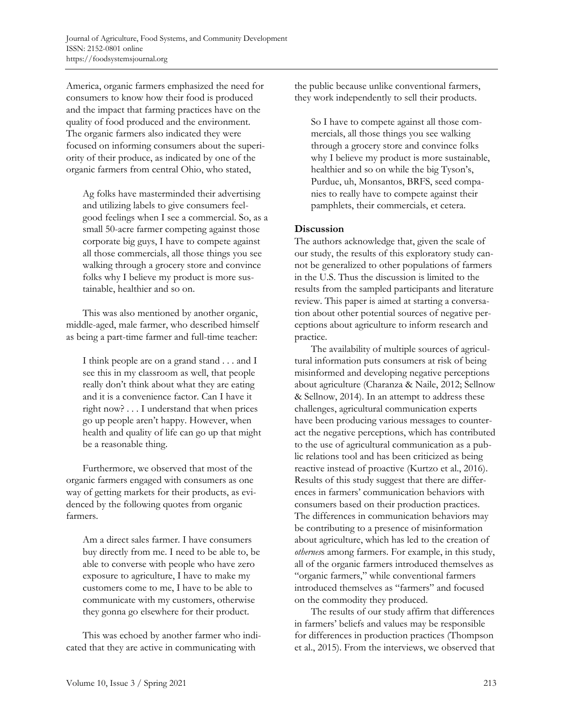America, organic farmers emphasized the need for consumers to know how their food is produced and the impact that farming practices have on the quality of food produced and the environment. The organic farmers also indicated they were focused on informing consumers about the superiority of their produce, as indicated by one of the organic farmers from central Ohio, who stated,

> Ag folks have masterminded their advertising and utilizing labels to give consumers feel-good feelings when I see a commercial. So, as a small 50-acre farmer competing against those corporate big guys, I have to compete against all those commercials, all those things you see walking through a grocery store and convince folks why I believe my product is more sustainable, healthier and so on.

This was also mentioned by another organic, middle-aged, male farmer, who described himself as being a part-time farmer and full-time teacher:

> I think people are on a grand stand . . . and I see this in my classroom as well, that people really don't think about what they are eating and it is a convenience factor. Can I have it right now? . . . I understand that when prices go up people aren't happy. However, when health and quality of life can go up that might be a reasonable thing.

Furthermore, we observed that most of the organic farmers engaged with consumers as one way of getting markets for their products, as evidenced by the following quotes from organic farmers.

> Am a direct sales farmer. I have consumers buy directly from me. I need to be able to, be able to converse with people who have zero exposure to agriculture, I have to make my customers come to me, I have to be able to communicate with my customers, otherwise they gonna go elsewhere for their product.

This was echoed by another farmer who indicated that they are active in communicating with the public because unlike conventional farmers, they work independently to sell their products.

> So I have to compete against all those commercials, all those things you see walking through a grocery store and convince folks why I believe my product is more sustainable, healthier and so on while the big Tyson's, Purdue, uh, Monsantos, BRFS, seed companies to really have to compete against their pamphlets, their commercials, et cetera.

## Discussion

The authors acknowledge that, given the scale of our study, the results of this exploratory study cannot be generalized to other populations of farmers in the U.S. Thus the discussion is limited to the results from the sampled participants and literature review. This paper is aimed at starting a conversation about other potential sources of negative perceptions about agriculture to inform research and practice.

The availability of multiple sources of agricultural information puts consumers at risk of being misinformed and developing negative perceptions about agriculture (Charanza & Naile, 2012; Sellnow & Sellnow, 2014). In an attempt to address these challenges, agricultural communication experts have been producing various messages to counteract the negative perceptions, which has contributed to the use of agricultural communication as a public relations tool and has been criticized as being reactive instead of proactive (Kurtzo et al., 2016). Results of this study suggest that there are differences in farmers' communication behaviors with consumers based on their production practices. The differences in communication behaviors may be contributing to a presence of misinformation about agriculture, which has led to the creation of *otherness* among farmers. For example, in this study, all of the organic farmers introduced themselves as "organic farmers," while conventional farmers introduced themselves as "farmers" and focused on the commodity they produced.

The results of our study affirm that differences in farmers' beliefs and values may be responsible for differences in production practices (Thompson et al., 2015). From the interviews, we observed that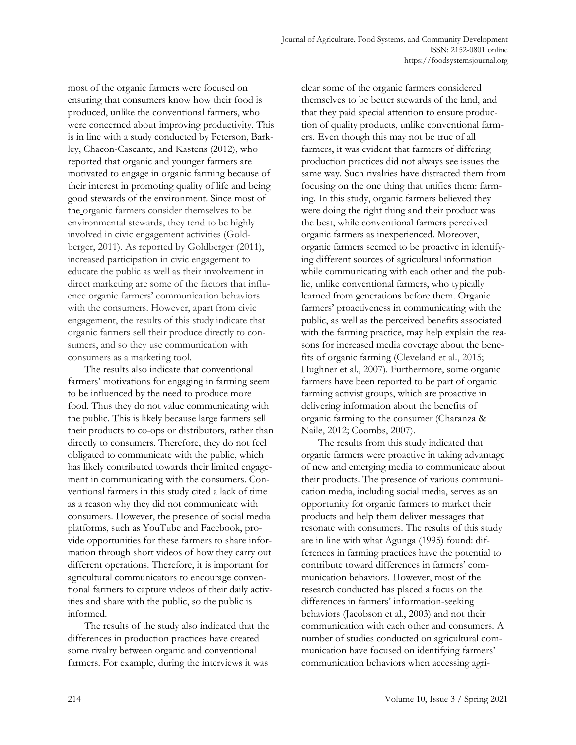most of the organic farmers were focused on ensuring that consumers know how their food is produced, unlike the conventional farmers, who were concerned about improving productivity. This is in line with a study conducted by Peterson, Barkley, Chacon-Cascante, and Kastens (2012), who reported that organic and younger farmers are motivated to engage in organic farming because of their interest in promoting quality of life and being good stewards of the environment. Since most of the organic farmers consider themselves to be environmental stewards, they tend to be highly involved in civic engagement activities (Goldberger, 2011). As reported by Goldberger (2011), increased participation in civic engagement to educate the public as well as their involvement in direct marketing are some of the factors that influence organic farmers' communication behaviors with the consumers. However, apart from civic engagement, the results of this study indicate that organic farmers sell their produce directly to consumers, and so they use communication with consumers as a marketing tool.

The results also indicate that conventional farmers' motivations for engaging in farming seem to be influenced by the need to produce more food. Thus they do not value communicating with the public. This is likely because large farmers sell their products to co-ops or distributors, rather than directly to consumers. Therefore, they do not feel obligated to communicate with the public, which has likely contributed towards their limited engagement in communicating with the consumers. Conventional farmers in this study cited a lack of time as a reason why they did not communicate with consumers. However, the presence of social media platforms, such as YouTube and Facebook, provide opportunities for these farmers to share information through short videos of how they carry out different operations. Therefore, it is important for agricultural communicators to encourage conventional farmers to capture videos of their daily activities and share with the public, so the public is informed.

The results of the study also indicated that the differences in production practices have created some rivalry between organic and conventional farmers. For example, during the interviews it was clear some of the organic farmers considered themselves to be better stewards of the land, and that they paid special attention to ensure production of quality products, unlike conventional farmers. Even though this may not be true of all farmers, it was evident that farmers of differing production practices did not always see issues the same way. Such rivalries have distracted them from focusing on the one thing that unifies them: farming. In this study, organic farmers believed they were doing the right thing and their product was the best, while conventional farmers perceived organic farmers as inexperienced. Moreover, organic farmers seemed to be proactive in identifying different sources of agricultural information while communicating with each other and the public, unlike conventional farmers, who typically learned from generations before them. Organic farmers' proactiveness in communicating with the public, as well as the perceived benefits associated with the farming practice, may help explain the reasons for increased media coverage about the benefits of organic farming (Cleveland et al., 2015; Hughner et al., 2007). Furthermore, some organic farmers have been reported to be part of organic farming activist groups, which are proactive in delivering information about the benefits of organic farming to the consumer (Charanza & Naile, 2012; Coombs, 2007).

The results from this study indicated that organic farmers were proactive in taking advantage of new and emerging media to communicate about their products. The presence of various communication media, including social media, serves as an opportunity for organic farmers to market their products and help them deliver messages that resonate with consumers. The results of this study are in line with what Agunga (1995) found: differences in farming practices have the potential to contribute toward differences in farmers' communication behaviors. However, most of the research conducted has placed a focus on the differences in farmers' information-seeking behaviors (Jacobson et al., 2003) and not their communication with each other and consumers. A number of studies conducted on agricultural communication have focused on identifying farmers' communication behaviors when accessing agri-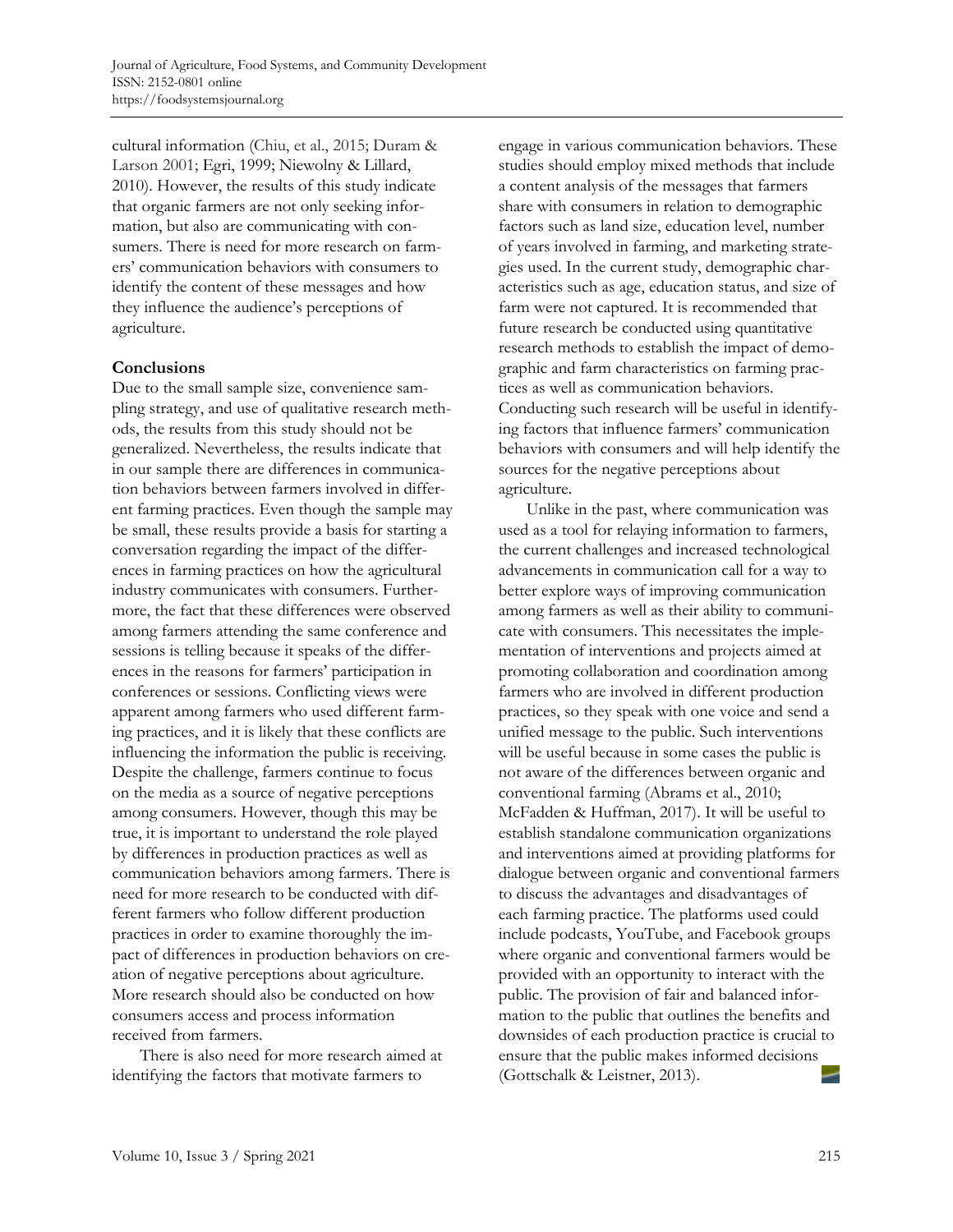cultural information (Chiu, et al., 2015; Duram & Larson 2001; Egri, 1999; Niewolny & Lillard, 2010). However, the results of this study indicate that organic farmers are not only seeking information, but also are communicating with consumers. There is need for more research on farmers' communication behaviors with consumers to identify the content of these messages and how they influence the audience's perceptions of agriculture.

## Conclusions

Due to the small sample size, convenience sampling strategy, and use of qualitative research methods, the results from this study should not be generalized. Nevertheless, the results indicate that in our sample there are differences in communication behaviors between farmers involved in different farming practices. Even though the sample may be small, these results provide a basis for starting a conversation regarding the impact of the differences in farming practices on how the agricultural industry communicates with consumers. Furthermore, the fact that these differences were observed among farmers attending the same conference and sessions is telling because it speaks of the differences in the reasons for farmers' participation in conferences or sessions. Conflicting views were apparent among farmers who used different farming practices, and it is likely that these conflicts are influencing the information the public is receiving. Despite the challenge, farmers continue to focus on the media as a source of negative perceptions among consumers. However, though this may be true, it is important to understand the role played by differences in production practices as well as communication behaviors among farmers. There is need for more research to be conducted with different farmers who follow different production practices in order to examine thoroughly the impact of differences in production behaviors on creation of negative perceptions about agriculture. More research should also be conducted on how consumers access and process information received from farmers.

There is also need for more research aimed at identifying the factors that motivate farmers to engage in various communication behaviors. These studies should employ mixed methods that include a content analysis of the messages that farmers share with consumers in relation to demographic factors such as land size, education level, number of years involved in farming, and marketing strategies used. In the current study, demographic characteristics such as age, education status, and size of farm were not captured. It is recommended that future research be conducted using quantitative research methods to establish the impact of demographic and farm characteristics on farming practices as well as communication behaviors. Conducting such research will be useful in identifying factors that influence farmers' communication behaviors with consumers and will help identify the sources for the negative perceptions about agriculture.

Unlike in the past, where communication was used as a tool for relaying information to farmers, the current challenges and increased technological advancements in communication call for a way to better explore ways of improving communication among farmers as well as their ability to communicate with consumers. This necessitates the implementation of interventions and projects aimed at promoting collaboration and coordination among farmers who are involved in different production practices, so they speak with one voice and send a unified message to the public. Such interventions will be useful because in some cases the public is not aware of the differences between organic and conventional farming (Abrams et al., 2010; McFadden & Huffman, 2017). It will be useful to establish standalone communication organizations and interventions aimed at providing platforms for dialogue between organic and conventional farmers to discuss the advantages and disadvantages of each farming practice. The platforms used could include podcasts, YouTube, and Facebook groups where organic and conventional farmers would be provided with an opportunity to interact with the public. The provision of fair and balanced information to the public that outlines the benefits and downsides of each production practice is crucial to ensure that the public makes informed decisions (Gottschalk & Leistner, 2013).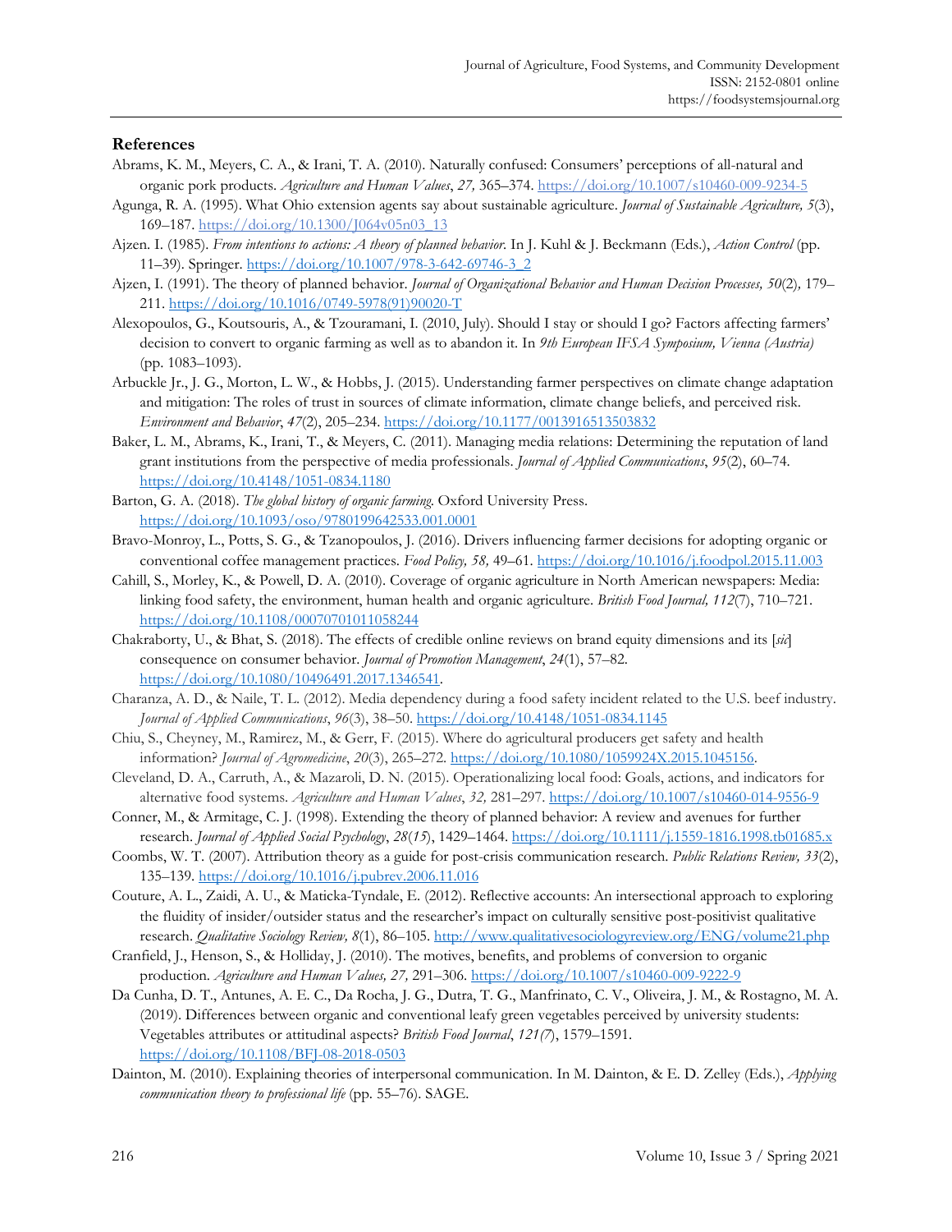## References

Abrams, K. M., Meyers, C. A., & Irani, T. A. (2010). Naturally confused: Consumers' perceptions of all-natural and organic pork products. *Agriculture and Human Values*, *27,* 365–374. https://doi.org/10.1007/s10460-009-9234-5

Agunga, R. A. (1995). What Ohio extension agents say about sustainable agriculture. *Journal of Sustainable Agriculture, 5*(3), 169–187. https://doi.org/10.1300/J064v05n03_13

Ajzen. I. (1985). *From intentions to actions: A theory of planned behavior*. In J. Kuhl & J. Beckmann (Eds.), *Action Control* (pp. 11–39). Springer. https://doi.org/10.1007/978-3-642-69746-3_2

Ajzen, I. (1991). The theory of planned behavior. *Journal of Organizational Behavior and Human Decision Processes, 50*(2)*,* 179–211. https://doi.org/10.1016/0749-5978(91)90020-T

Alexopoulos, G., Koutsouris, A., & Tzouramani, I. (2010, July). Should I stay or should I go? Factors affecting farmers' decision to convert to organic farming as well as to abandon it. In *9th European IFSA Symposium, Vienna (Austria)* (pp. 1083–1093).

Arbuckle Jr., J. G., Morton, L. W., & Hobbs, J. (2015). Understanding farmer perspectives on climate change adaptation and mitigation: The roles of trust in sources of climate information, climate change beliefs, and perceived risk. *Environment and Behavior*, *47*(2), 205–234. https://doi.org/10.1177/0013916513503832

Baker, L. M., Abrams, K., Irani, T., & Meyers, C. (2011). Managing media relations: Determining the reputation of land grant institutions from the perspective of media professionals. *Journal of Applied Communications*, *95*(2), 60–74. https://doi.org/10.4148/1051-0834.1180

Barton, G. A. (2018). *The global history of organic farming*. Oxford University Press. https://doi.org/10.1093/oso/9780199642533.001.0001

Bravo-Monroy, L., Potts, S. G., & Tzanopoulos, J. (2016). Drivers influencing farmer decisions for adopting organic or conventional coffee management practices. *Food Policy, 58,* 49–61. https://doi.org/10.1016/j.foodpol.2015.11.003

Cahill, S., Morley, K., & Powell, D. A. (2010). Coverage of organic agriculture in North American newspapers: Media: linking food safety, the environment, human health and organic agriculture. *British Food Journal, 112*(7), 710–721. https://doi.org/10.1108/00070701011058244

Chakraborty, U., & Bhat, S. (2018). The effects of credible online reviews on brand equity dimensions and its [*sic*] consequence on consumer behavior. *Journal of Promotion Management*, *24*(1), 57–82. https://doi.org/10.1080/10496491.2017.1346541.

Charanza, A. D., & Naile, T. L. (2012). Media dependency during a food safety incident related to the U.S. beef industry. *Journal of Applied Communications*, *96*(3), 38–50. https://doi.org/10.4148/1051-0834.1145

Chiu, S., Cheyney, M., Ramirez, M., & Gerr, F. (2015). Where do agricultural producers get safety and health information? *Journal of Agromedicine*, *20*(3), 265–272. https://doi.org/10.1080/1059924X.2015.1045156.

Cleveland, D. A., Carruth, A., & Mazaroli, D. N. (2015). Operationalizing local food: Goals, actions, and indicators for alternative food systems. *Agriculture and Human Values*, *32,* 281–297. https://doi.org/10.1007/s10460-014-9556-9

Conner, M., & Armitage, C. J. (1998). Extending the theory of planned behavior: A review and avenues for further research. *Journal of Applied Social Psychology*, *28*(*15*), 1429–1464. https://doi.org/10.1111/j.1559-1816.1998.tb01685.x

Coombs, W. T. (2007). Attribution theory as a guide for post-crisis communication research. *Public Relations Review, 33*(2), 135–139. https://doi.org/10.1016/j.pubrev.2006.11.016

Couture, A. L., Zaidi, A. U., & Maticka-Tyndale, E. (2012). Reflective accounts: An intersectional approach to exploring the fluidity of insider/outsider status and the researcher's impact on culturally sensitive post-positivist qualitative research. *Qualitative Sociology Review, 8*(1), 86–105. http://www.qualitativesociologyreview.org/ENG/volume21.php

Cranfield, J., Henson, S., & Holliday, J. (2010). The motives, benefits, and problems of conversion to organic production. *Agriculture and Human Values, 27,* 291–306. https://doi.org/10.1007/s10460-009-9222-9

Da Cunha, D. T., Antunes, A. E. C., Da Rocha, J. G., Dutra, T. G., Manfrinato, C. V., Oliveira, J. M., & Rostagno, M. A. (2019). Differences between organic and conventional leafy green vegetables perceived by university students: Vegetables attributes or attitudinal aspects? *British Food Journal*, *121(7*), 1579–1591. https://doi.org/10.1108/BFJ-08-2018-0503

Dainton, M. (2010). Explaining theories of interpersonal communication. In M. Dainton, & E. D. Zelley (Eds.), *Applying communication theory to professional life* (pp. 55–76). SAGE.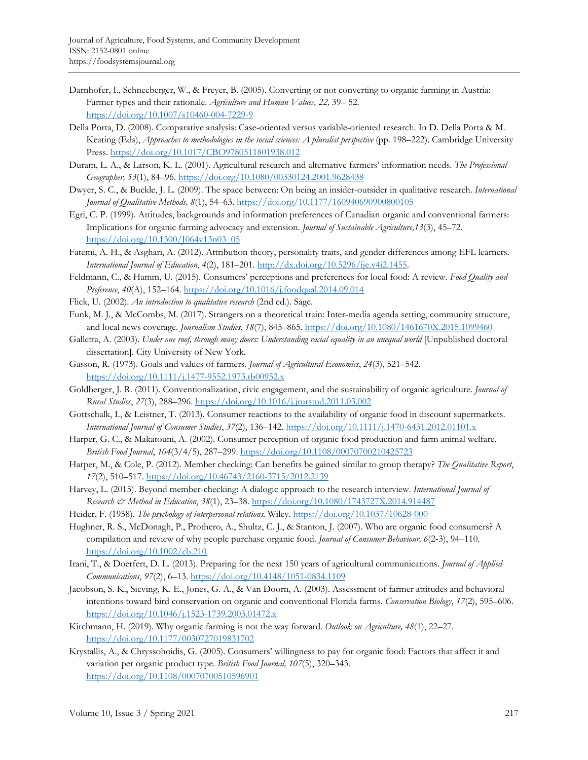Darnhofer, I., Schneeberger, W., & Freyer, B. (2005). Converting or not converting to organic farming in Austria: Farmer types and their rationale. *Agriculture and Human Values, 22,* 39– 52. https://doi.org/10.1007/s10460-004-7229-9

Della Porta, D. (2008). Comparative analysis: Case-oriented versus variable-oriented research. In D. Della Porta & M. Keating (Eds), *Approaches to methodologies in the social sciences: A pluralist perspective* (pp. 198–222). Cambridge University Press. https://doi.org/10.1017/CBO9780511801938.012

Duram, L. A., & Larson, K. L. (2001). Agricultural research and alternative farmers' information needs. *The Professional Geographer, 53*(1), 84–96. https://doi.org/10.1080/00330124.2001.9628438

Dwyer, S. C., & Buckle, J. L. (2009). The space between: On being an insider-outsider in qualitative research. *International Journal of Qualitative Methods, 8*(1), 54–63. https://doi.org/10.1177/160940690900800105

Egri, C. P. (1999). Attitudes, backgrounds and information preferences of Canadian organic and conventional farmers: Implications for organic farming advocacy and extension. *Journal of Sustainable Agriculture,13*(3), 45–72. https://doi.org/10.1300/J064v13n03_05

Fatemi, A. H., & Asghari, A. (2012). Attribution theory, personality traits, and gender differences among EFL learners. *International Journal of Education*, *4*(2), 181–201. http://dx.doi.org/10.5296/ije.v4i2.1455.

Feldmann, C., & Hamm, U. (2015). Consumers' perceptions and preferences for local food: A review. *Food Quality and Preference*, *40*(A), 152–164. https://doi.org/10.1016/j.foodqual.2014.09.014

Flick, U. (2002). *An introduction to qualitative research* (2nd ed.). Sage.

Funk, M. J., & McCombs, M. (2017). Strangers on a theoretical train: Inter-media agenda setting, community structure, and local news coverage. *Journalism Studies*, *18*(7), 845–865. https://doi.org/10.1080/1461670X.2015.1099460

Galletta, A. (2003). *Under one roof, through many doors: Understanding racial equality in an unequal world* [Unpublished doctoral dissertation]. City University of New York.

Gasson, R. (1973). Goals and values of farmers. *Journal of Agricultural Economics*, *24*(3), 521–542. https://doi.org/10.1111/j.1477-9552.1973.tb00952.x

Goldberger, J. R. (2011). Conventionalization, civic engagement, and the sustainability of organic agriculture. *Journal of Rural Studies*, *27*(3), 288–296. https://doi.org/10.1016/j.jrurstud.2011.03.002

Gottschalk, I., & Leistner, T. (2013). Consumer reactions to the availability of organic food in discount supermarkets. *International Journal of Consumer Studies*, *37*(2), 136–142. https://doi.org/10.1111/j.1470-6431.2012.01101.x

Harper, G. C., & Makatouni, A. (2002). Consumer perception of organic food production and farm animal welfare. *British Food Journal*, *104*(3/4/5), 287–299. https://doi.org/10.1108/00070700210425723

Harper, M., & Cole, P. (2012). Member checking: Can benefits be gained similar to group therapy? *The Qualitative Report*, *17*(2), 510–517. https://doi.org/10.46743/2160-3715/2012.2139

Harvey, L. (2015). Beyond member-checking: A dialogic approach to the research interview. *International Journal of Research & Method in Education*, *38*(1), 23–38. https://doi.org/10.1080/1743727X.2014.914487

Heider, F. (1958). *The psychology of interpersonal relations.* Wiley. https://doi.org/10.1037/10628-000

Hughner, R. S., McDonagh, P., Prothero, A., Shultz, C. J., & Stanton, J. (2007). Who are organic food consumers? A compilation and review of why people purchase organic food. *Journal of Consumer Behaviour, 6*(2-3), 94–110. https://doi.org/10.1002/cb.210

Irani, T., & Doerfert, D. L. (2013). Preparing for the next 150 years of agricultural communications. *Journal of Applied Communications*, *97*(2), 6–13. https://doi.org/10.4148/1051-0834.1109

Jacobson, S. K., Sieving, K. E., Jones, G. A., & Van Doorn, A. (2003). Assessment of farmer attitudes and behavioral intentions toward bird conservation on organic and conventional Florida farms. *Conservation Biology*, *17*(2), 595–606. https://doi.org/10.1046/j.1523-1739.2003.01472.x

Kirchmann, H. (2019). Why organic farming is not the way forward. *Outlook on Agriculture, 48*(1), 22–27. https://doi.org/10.1177/0030727019831702

Krystallis, A., & Chryssohoidis, G. (2005). Consumers' willingness to pay for organic food: Factors that affect it and variation per organic product type. *British Food Journal, 107*(5), 320–343. https://doi.org/10.1108/00070700510596901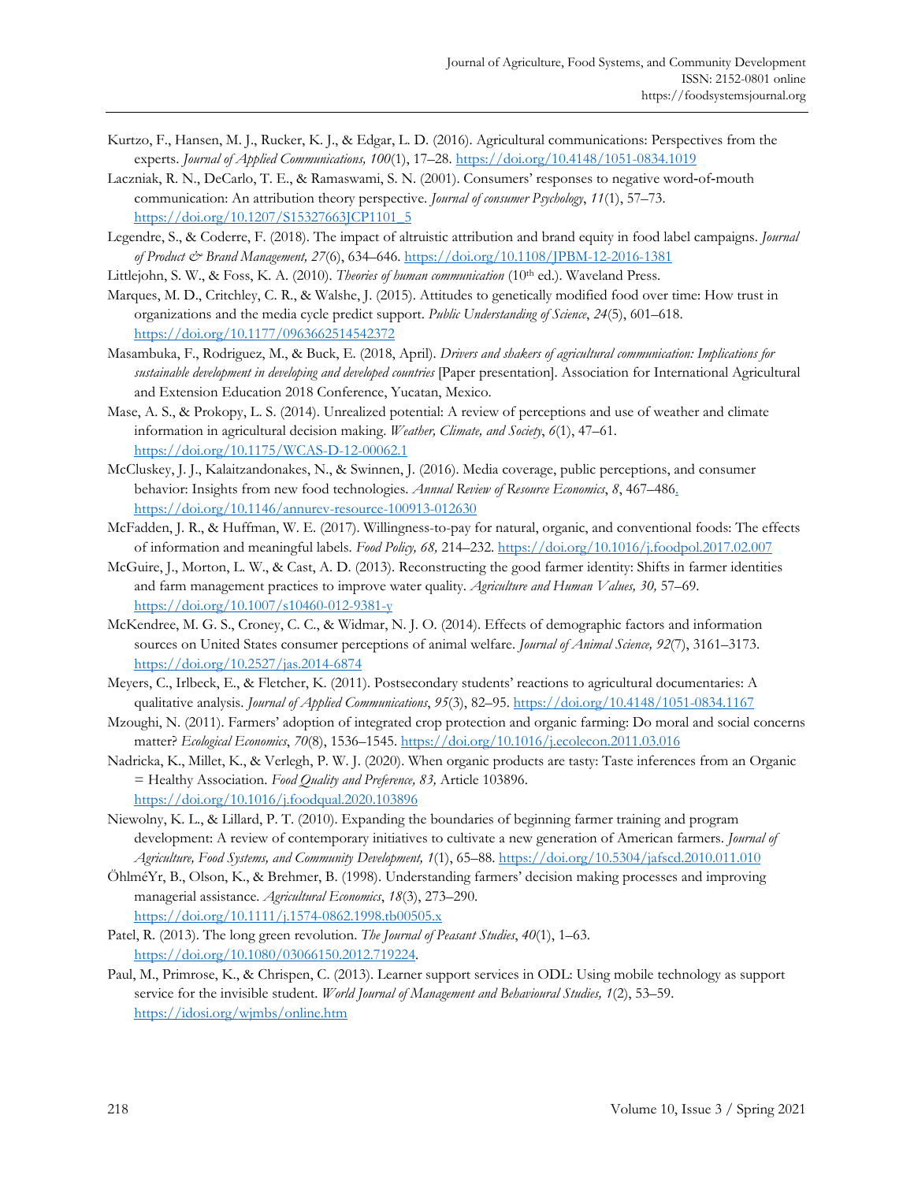Kurtzo, F., Hansen, M. J., Rucker, K. J., & Edgar, L. D. (2016). Agricultural communications: Perspectives from the experts. *Journal of Applied Communications, 100*(1), 17–28. https://doi.org/10.4148/1051-0834.1019

Laczniak, R. N., DeCarlo, T. E., & Ramaswami, S. N. (2001). Consumers' responses to negative word-of-mouth communication: An attribution theory perspective. *Journal of consumer Psychology*, *11*(1), 57–73. https://doi.org/10.1207/S15327663JCP1101_5

Legendre, S., & Coderre, F. (2018). The impact of altruistic attribution and brand equity in food label campaigns. *Journal of Product & Brand Management, 27*(6), 634–646. https://doi.org/10.1108/JPBM-12-2016-1381

Littlejohn, S. W., & Foss, K. A. (2010). *Theories of human communication* (10th ed.). Waveland Press.

Marques, M. D., Critchley, C. R., & Walshe, J. (2015). Attitudes to genetically modified food over time: How trust in organizations and the media cycle predict support. *Public Understanding of Science*, *24*(5), 601–618. https://doi.org/10.1177/0963662514542372

Masambuka, F., Rodriguez, M., & Buck, E. (2018, April). *Drivers and shakers of agricultural communication: Implications for sustainable development in developing and developed countries* [Paper presentation]. Association for International Agricultural and Extension Education 2018 Conference, Yucatan, Mexico.

Mase, A. S., & Prokopy, L. S. (2014). Unrealized potential: A review of perceptions and use of weather and climate information in agricultural decision making. *Weather, Climate, and Society*, *6*(1), 47–61. https://doi.org/10.1175/WCAS-D-12-00062.1

McCluskey, J. J., Kalaitzandonakes, N., & Swinnen, J. (2016). Media coverage, public perceptions, and consumer behavior: Insights from new food technologies. *Annual Review of Resource Economics*, *8*, 467–486. https://doi.org/10.1146/annurev-resource-100913-012630

McFadden, J. R., & Huffman, W. E. (2017). Willingness-to-pay for natural, organic, and conventional foods: The effects of information and meaningful labels. *Food Policy, 68,* 214–232. https://doi.org/10.1016/j.foodpol.2017.02.007

McGuire, J., Morton, L. W., & Cast, A. D. (2013). Reconstructing the good farmer identity: Shifts in farmer identities and farm management practices to improve water quality. *Agriculture and Human Values, 30,* 57–69. https://doi.org/10.1007/s10460-012-9381-y

McKendree, M. G. S., Croney, C. C., & Widmar, N. J. O. (2014). Effects of demographic factors and information sources on United States consumer perceptions of animal welfare. *Journal of Animal Science, 92*(7), 3161–3173. https://doi.org/10.2527/jas.2014-6874

Meyers, C., Irlbeck, E., & Fletcher, K. (2011). Postsecondary students' reactions to agricultural documentaries: A qualitative analysis. *Journal of Applied Communications*, *95*(3), 82–95. https://doi.org/10.4148/1051-0834.1167

Mzoughi, N. (2011). Farmers' adoption of integrated crop protection and organic farming: Do moral and social concerns matter? *Ecological Economics*, *70*(8), 1536–1545. https://doi.org/10.1016/j.ecolecon.2011.03.016

Nadricka, K., Millet, K., & Verlegh, P. W. J. (2020). When organic products are tasty: Taste inferences from an Organic = Healthy Association. *Food Quality and Preference, 83,* Article 103896. https://doi.org/10.1016/j.foodqual.2020.103896

Niewolny, K. L., & Lillard, P. T. (2010). Expanding the boundaries of beginning farmer training and program development: A review of contemporary initiatives to cultivate a new generation of American farmers. *Journal of Agriculture, Food Systems, and Community Development, 1*(1), 65–88. https://doi.org/10.5304/jafscd.2010.011.010

ÖhlméYr, B., Olson, K., & Brehmer, B. (1998). Understanding farmers' decision making processes and improving managerial assistance. *Agricultural Economics*, *18*(3), 273–290. https://doi.org/10.1111/j.1574-0862.1998.tb00505.x

Patel, R. (2013). The long green revolution. *The Journal of Peasant Studies*, *40*(1), 1–63. https://doi.org/10.1080/03066150.2012.719224.

Paul, M., Primrose, K., & Chrispen, C. (2013). Learner support services in ODL: Using mobile technology as support service for the invisible student. *World Journal of Management and Behavioural Studies, 1*(2), 53–59. https://idosi.org/wjmbs/online.htm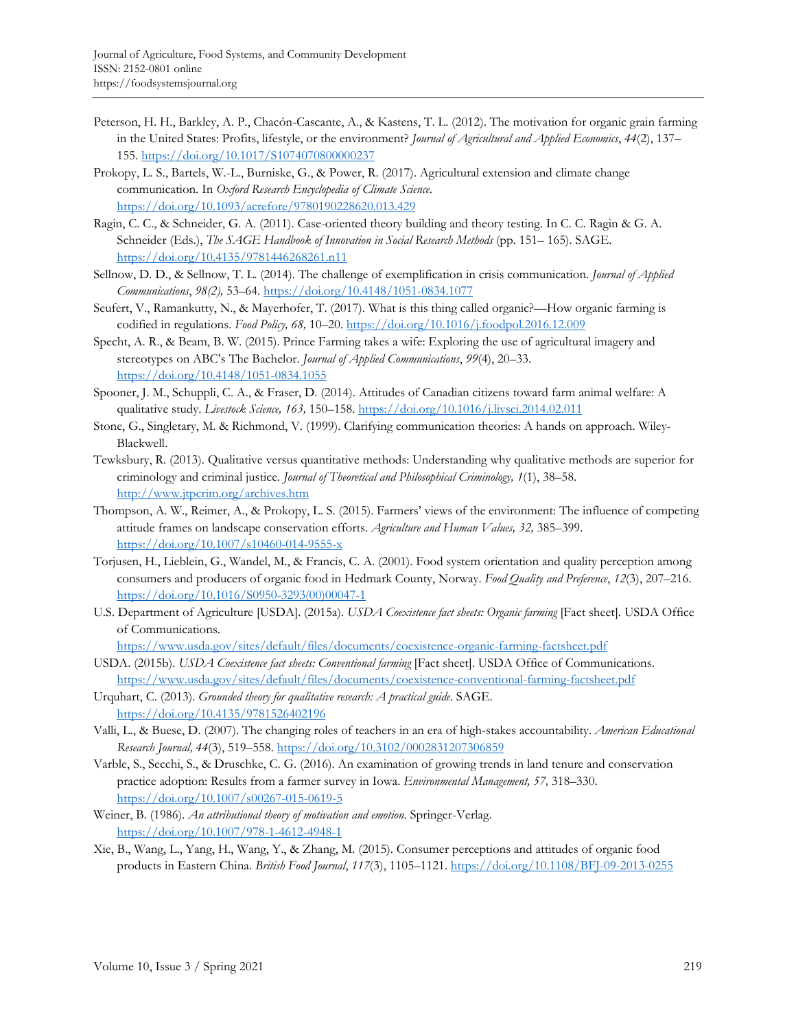Peterson, H. H., Barkley, A. P., Chacón-Cascante, A., & Kastens, T. L. (2012). The motivation for organic grain farming in the United States: Profits, lifestyle, or the environment? *Journal of Agricultural and Applied Economics*, *44*(2), 137–155. https://doi.org/10.1017/S1074070800000237

Prokopy, L. S., Bartels, W.-L., Burniske, G., & Power, R. (2017). Agricultural extension and climate change communication. In *Oxford Research Encyclopedia of Climate Science*. https://doi.org/10.1093/acrefore/9780190228620.013.429

Ragin, C. C., & Schneider, G. A. (2011). Case-oriented theory building and theory testing. In C. C. Ragin & G. A. Schneider (Eds.), *The SAGE Handbook of Innovation in Social Research Methods* (pp. 151– 165). SAGE. https://doi.org/10.4135/9781446268261.n11

Sellnow, D. D., & Sellnow, T. L. (2014). The challenge of exemplification in crisis communication. *Journal of Applied Communications*, *98(2),* 53–64. https://doi.org/10.4148/1051-0834.1077

Seufert, V., Ramankutty, N., & Mayerhofer, T. (2017). What is this thing called organic?—How organic farming is codified in regulations. *Food Policy, 68,* 10–20. https://doi.org/10.1016/j.foodpol.2016.12.009

Specht, A. R., & Beam, B. W. (2015). Prince Farming takes a wife: Exploring the use of agricultural imagery and stereotypes on ABC's The Bachelor. *Journal of Applied Communications*, *99*(4), 20–33. https://doi.org/10.4148/1051-0834.1055

Spooner, J. M., Schuppli, C. A., & Fraser, D. (2014). Attitudes of Canadian citizens toward farm animal welfare: A qualitative study. *Livestock Science, 163,* 150–158. https://doi.org/10.1016/j.livsci.2014.02.011

Stone, G., Singletary, M. & Richmond, V. (1999). Clarifying communication theories: A hands on approach. Wiley-Blackwell.

Tewksbury, R. (2013). Qualitative versus quantitative methods: Understanding why qualitative methods are superior for criminology and criminal justice. *Journal of Theoretical and Philosophical Criminology, 1*(1), 38–58. http://www.jtpcrim.org/archives.htm

Thompson, A. W., Reimer, A., & Prokopy, L. S. (2015). Farmers' views of the environment: The influence of competing attitude frames on landscape conservation efforts. *Agriculture and Human Values, 32,* 385–399. https://doi.org/10.1007/s10460-014-9555-x

Torjusen, H., Lieblein, G., Wandel, M., & Francis, C. A. (2001). Food system orientation and quality perception among consumers and producers of organic food in Hedmark County, Norway. *Food Quality and Preference*, *12*(3), 207–216. https://doi.org/10.1016/S0950-3293(00)00047-1

U.S. Department of Agriculture [USDA]. (2015a). *USDA Coexistence fact sheets: Organic farming* [Fact sheet]. USDA Office of Communications. https://www.usda.gov/sites/default/files/documents/coexistence-organic-farming-factsheet.pdf

USDA. (2015b). *USDA Coexistence fact sheets: Conventional farming* [Fact sheet]. USDA Office of Communications. https://www.usda.gov/sites/default/files/documents/coexistence-conventional-farming-factsheet.pdf

Urquhart, C. (2013). *Grounded theory for qualitative research: A practical guide*. SAGE. https://doi.org/10.4135/9781526402196

Valli, L., & Buese, D. (2007). The changing roles of teachers in an era of high-stakes accountability. *American Educational Research Journal, 44*(3), 519–558. https://doi.org/10.3102/0002831207306859

Varble, S., Secchi, S., & Druschke, C. G. (2016). An examination of growing trends in land tenure and conservation practice adoption: Results from a farmer survey in Iowa. *Environmental Management, 57,* 318–330. https://doi.org/10.1007/s00267-015-0619-5

Weiner, B. (1986). *An attributional theory of motivation and emotion*. Springer-Verlag. https://doi.org/10.1007/978-1-4612-4948-1

Xie, B., Wang, L., Yang, H., Wang, Y., & Zhang, M. (2015). Consumer perceptions and attitudes of organic food products in Eastern China. *British Food Journal*, *117*(3), 1105–1121. https://doi.org/10.1108/BFJ-09-2013-0255